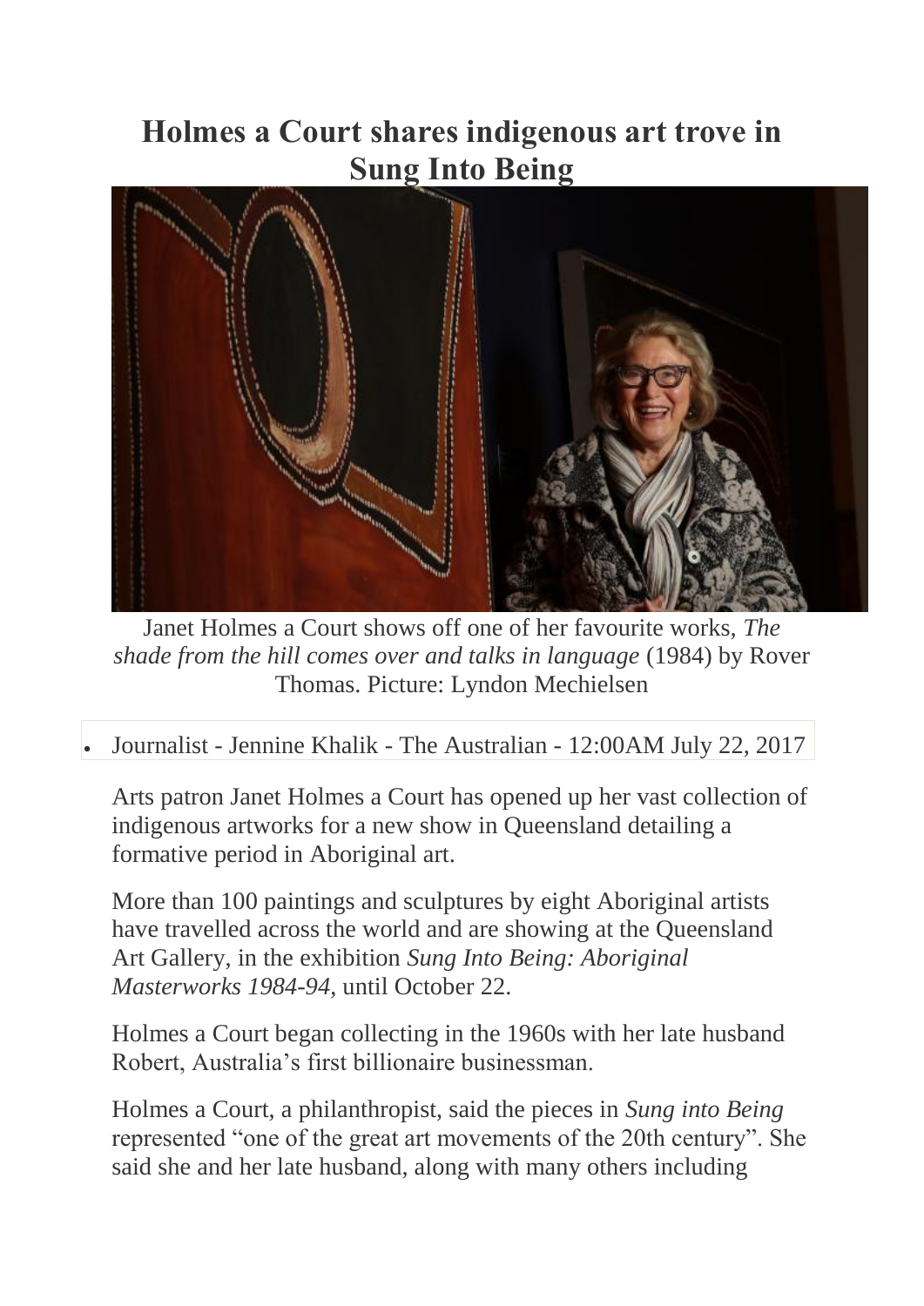# Holmes a Court shares indigenous art trove in Sung Into Being

Janet Holmes a Court shows off one of her favourite works, *The shade from the hill comes over and talks in language* (1984) by Rover Thomas. Picture: Lyndon Mechielsen

- Journalist - Jennine Khalik - The Australian - 12:00AM July 22, 2017

Arts patron Janet Holmes a Court has opened up her vast collection of indigenous artworks for a new show in Queensland detailing a formative period in Aboriginal art.

More than 100 paintings and sculptures by eight Aboriginal artists have travelled across the world and are showing at the Queensland Art Gallery, in the exhibition *Sung Into Being: Aboriginal Masterworks 1984-94,* until October 22.

Holmes a Court began collecting in the 1960s with her late husband Robert, Australia's first billionaire businessman.

Holmes a Court, a philanthropist, said the pieces in *Sung into Being* represented "one of the great art movements of the 20th century". She said she and her late husband, along with many others including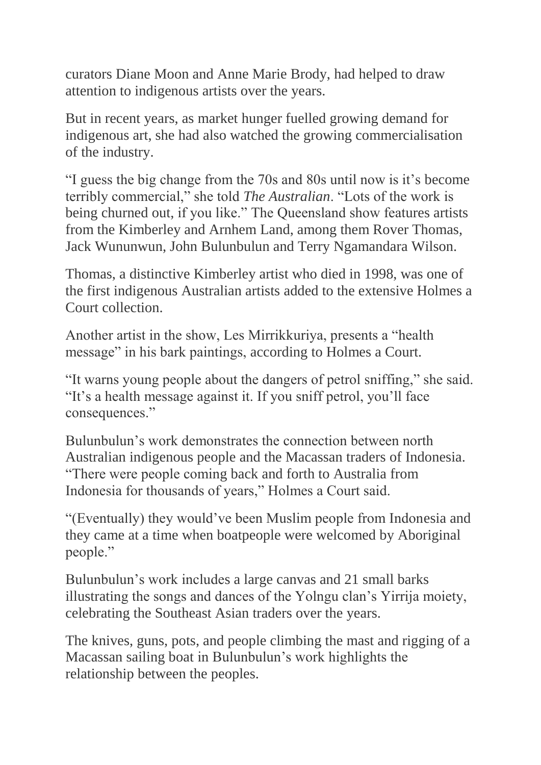curators Diane Moon and Anne Marie Brody, had helped to draw attention to indigenous artists over the years.

But in recent years, as market hunger fuelled growing demand for indigenous art, she had also watched the growing commercialisation of the industry.

"I guess the big change from the 70s and 80s until now is it's become terribly commercial," she told *The Australian*. "Lots of the work is being churned out, if you like." The Queensland show features artists from the Kimberley and Arnhem Land, among them Rover Thomas, Jack Wununwun, John Bulunbulun and Terry Ngamandara Wilson.

Thomas, a distinctive Kimberley artist who died in 1998, was one of the first indigenous Australian artists added to the extensive Holmes a Court collection.

Another artist in the show, Les Mirrikkuriya, presents a "health message" in his bark paintings, according to Holmes a Court.

"It warns young people about the dangers of petrol sniffing," she said. "It's a health message against it. If you sniff petrol, you'll face consequences."

Bulunbulun's work demonstrates the connection between north Australian indigenous people and the Macassan traders of Indonesia. "There were people coming back and forth to Australia from Indonesia for thousands of years," Holmes a Court said.

"(Eventually) they would've been Muslim people from Indonesia and they came at a time when boatpeople were welcomed by Aboriginal people."

Bulunbulun's work includes a large canvas and 21 small barks illustrating the songs and dances of the Yolngu clan's Yirrija moiety, celebrating the Southeast Asian traders over the years.

The knives, guns, pots, and people climbing the mast and rigging of a Macassan sailing boat in Bulunbulun's work highlights the relationship between the peoples.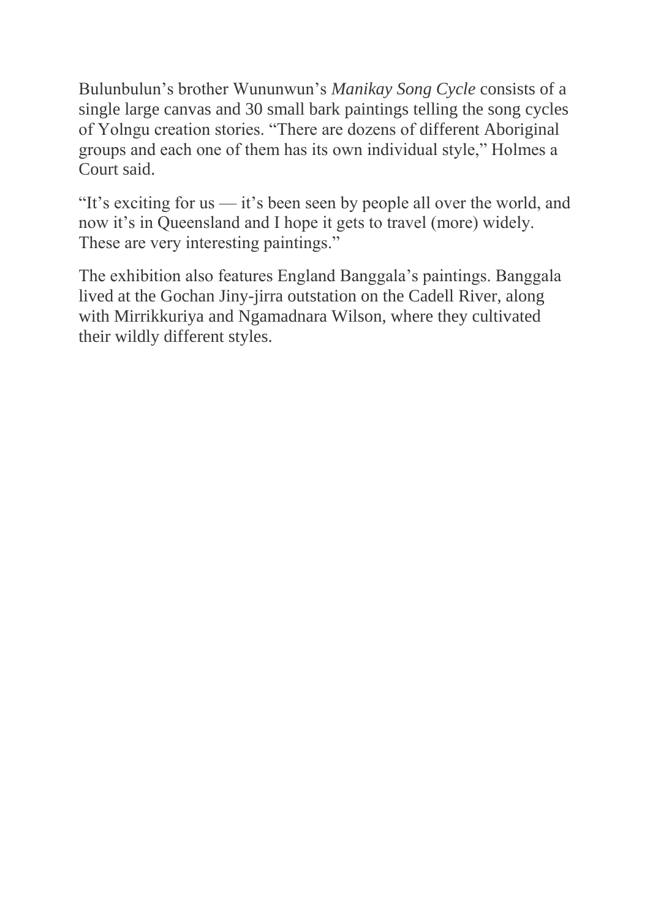Bulunbulun's brother Wununwun's *Manikay Song Cycle* consists of a single large canvas and 30 small bark paintings telling the song cycles of Yolngu creation stories. "There are dozens of different Aboriginal groups and each one of them has its own individual style," Holmes a Court said.

"It's exciting for us — it's been seen by people all over the world, and now it's in Queensland and I hope it gets to travel (more) widely. These are very interesting paintings."

The exhibition also features England Banggala's paintings. Banggala lived at the Gochan Jiny-jirra outstation on the Cadell River, along with Mirrikkuriya and Ngamadnara Wilson, where they cultivated their wildly different styles.